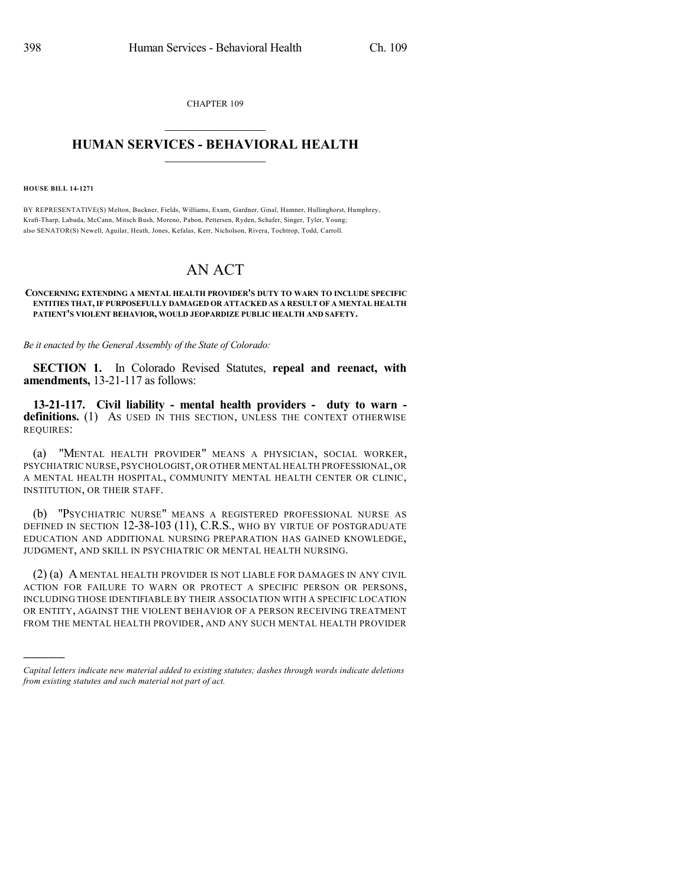CHAPTER 109

## HUMAN SERVICES - BEHAVIORAL HEALTH

**HOUSE BILL 14-1271**

BY REPRESENTATIVE(S) Melton, Buckner, Fields, Williams, Exum, Gardner, Ginal, Hamner, Hullinghorst, Humphrey, Kraft-Tharp, Labuda, McCann, Mitsch Bush, Moreno, Pabon, Pettersen, Ryden, Schafer, Singer, Tyler, Young; also SENATOR(S) Newell, Aguilar, Heath, Jones, Kefalas, Kerr, Nicholson, Rivera, Tochtrop, Todd, Carroll.

# AN ACT

**CONCERNING EXTENDING A MENTAL HEALTH PROVIDER'S DUTY TO WARN TO INCLUDE SPECIFIC ENTITIES THAT, IF PURPOSEFULLY DAMAGED OR ATTACKED AS A RESULT OF A MENTAL HEALTH PATIENT'S VIOLENT BEHAVIOR, WOULD JEOPARDIZE PUBLIC HEALTH AND SAFETY.**

*Be it enacted by the General Assembly of the State of Colorado:*

**SECTION 1.** In Colorado Revised Statutes, **repeal and reenact, with amendments,** 13-21-117 as follows:

**13-21-117. Civil liability - mental health providers - duty to warn - definitions.** (1) AS USED IN THIS SECTION, UNLESS THE CONTEXT OTHERWISE REQUIRES:

(a) "MENTAL HEALTH PROVIDER" MEANS A PHYSICIAN, SOCIAL WORKER, PSYCHIATRIC NURSE, PSYCHOLOGIST, OR OTHER MENTAL HEALTH PROFESSIONAL, OR A MENTAL HEALTH HOSPITAL, COMMUNITY MENTAL HEALTH CENTER OR CLINIC, INSTITUTION, OR THEIR STAFF.

(b) "PSYCHIATRIC NURSE" MEANS A REGISTERED PROFESSIONAL NURSE AS DEFINED IN SECTION 12-38-103 (11), C.R.S., WHO BY VIRTUE OF POSTGRADUATE EDUCATION AND ADDITIONAL NURSING PREPARATION HAS GAINED KNOWLEDGE, JUDGMENT, AND SKILL IN PSYCHIATRIC OR MENTAL HEALTH NURSING.

(2) (a) A MENTAL HEALTH PROVIDER IS NOT LIABLE FOR DAMAGES IN ANY CIVIL ACTION FOR FAILURE TO WARN OR PROTECT A SPECIFIC PERSON OR PERSONS, INCLUDING THOSE IDENTIFIABLE BY THEIR ASSOCIATION WITH A SPECIFIC LOCATION OR ENTITY, AGAINST THE VIOLENT BEHAVIOR OF A PERSON RECEIVING TREATMENT FROM THE MENTAL HEALTH PROVIDER, AND ANY SUCH MENTAL HEALTH PROVIDER

*Capital letters indicate new material added to existing statutes; dashes through words indicate deletions from existing statutes and such material not part of act.*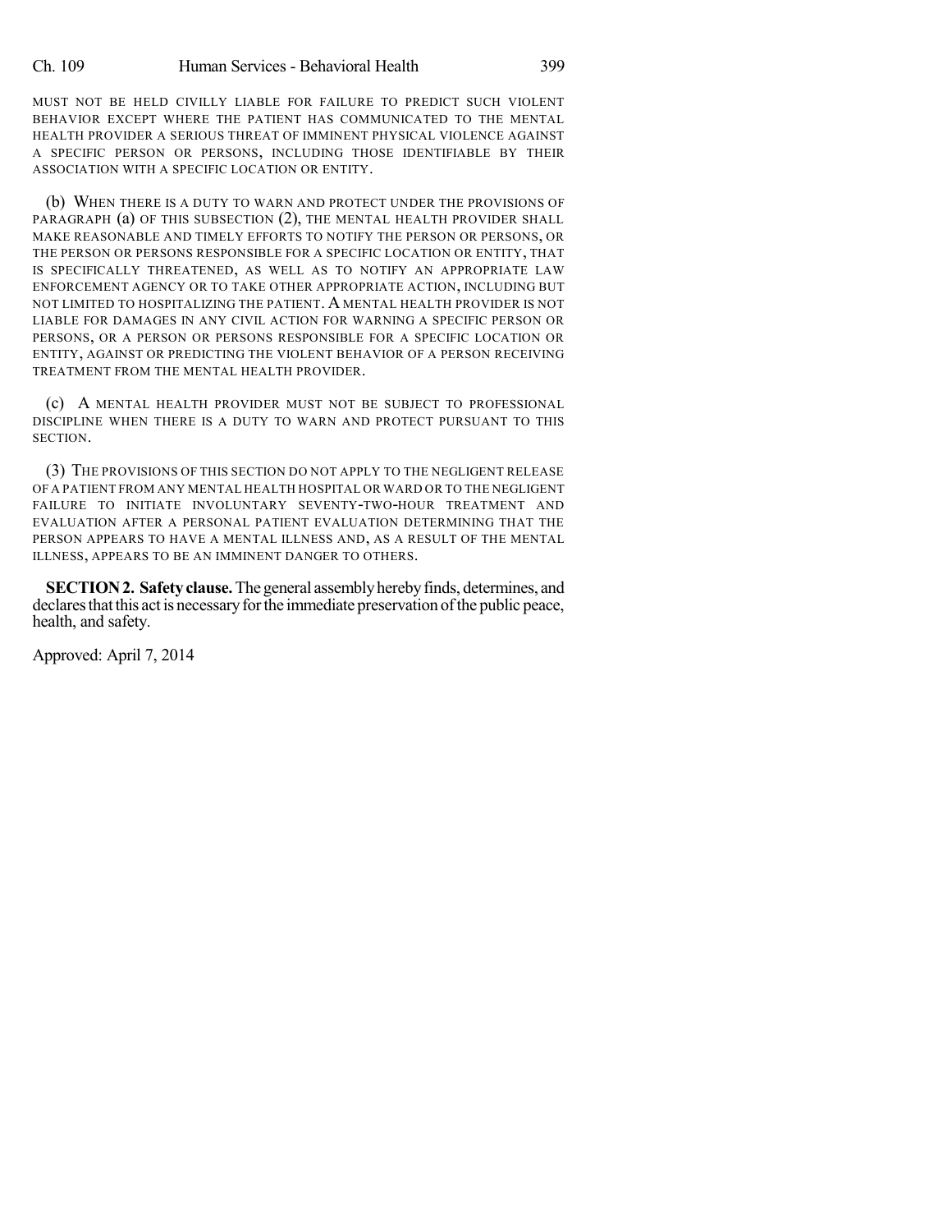MUST NOT BE HELD CIVILLY LIABLE FOR FAILURE TO PREDICT SUCH VIOLENT BEHAVIOR EXCEPT WHERE THE PATIENT HAS COMMUNICATED TO THE MENTAL HEALTH PROVIDER A SERIOUS THREAT OF IMMINENT PHYSICAL VIOLENCE AGAINST A SPECIFIC PERSON OR PERSONS, INCLUDING THOSE IDENTIFIABLE BY THEIR ASSOCIATION WITH A SPECIFIC LOCATION OR ENTITY.

(b) WHEN THERE IS A DUTY TO WARN AND PROTECT UNDER THE PROVISIONS OF PARAGRAPH (a) OF THIS SUBSECTION (2), THE MENTAL HEALTH PROVIDER SHALL MAKE REASONABLE AND TIMELY EFFORTS TO NOTIFY THE PERSON OR PERSONS, OR THE PERSON OR PERSONS RESPONSIBLE FOR A SPECIFIC LOCATION OR ENTITY, THAT IS SPECIFICALLY THREATENED, AS WELL AS TO NOTIFY AN APPROPRIATE LAW ENFORCEMENT AGENCY OR TO TAKE OTHER APPROPRIATE ACTION, INCLUDING BUT NOT LIMITED TO HOSPITALIZING THE PATIENT. A MENTAL HEALTH PROVIDER IS NOT LIABLE FOR DAMAGES IN ANY CIVIL ACTION FOR WARNING A SPECIFIC PERSON OR PERSONS, OR A PERSON OR PERSONS RESPONSIBLE FOR A SPECIFIC LOCATION OR ENTITY, AGAINST OR PREDICTING THE VIOLENT BEHAVIOR OF A PERSON RECEIVING TREATMENT FROM THE MENTAL HEALTH PROVIDER.

(c) A MENTAL HEALTH PROVIDER MUST NOT BE SUBJECT TO PROFESSIONAL DISCIPLINE WHEN THERE IS A DUTY TO WARN AND PROTECT PURSUANT TO THIS SECTION.

(3) THE PROVISIONS OF THIS SECTION DO NOT APPLY TO THE NEGLIGENT RELEASE OF A PATIENT FROM ANY MENTAL HEALTH HOSPITAL OR WARD OR TO THE NEGLIGENT FAILURE TO INITIATE INVOLUNTARY SEVENTY-TWO-HOUR TREATMENT AND EVALUATION AFTER A PERSONAL PATIENT EVALUATION DETERMINING THAT THE PERSON APPEARS TO HAVE A MENTAL ILLNESS AND, AS A RESULT OF THE MENTAL ILLNESS, APPEARS TO BE AN IMMINENT DANGER TO OTHERS.

**SECTION 2. Safety clause.** The general assembly hereby finds, determines, and declares that this act is necessary for the immediate preservation of the public peace, health, and safety.

Approved: April 7, 2014